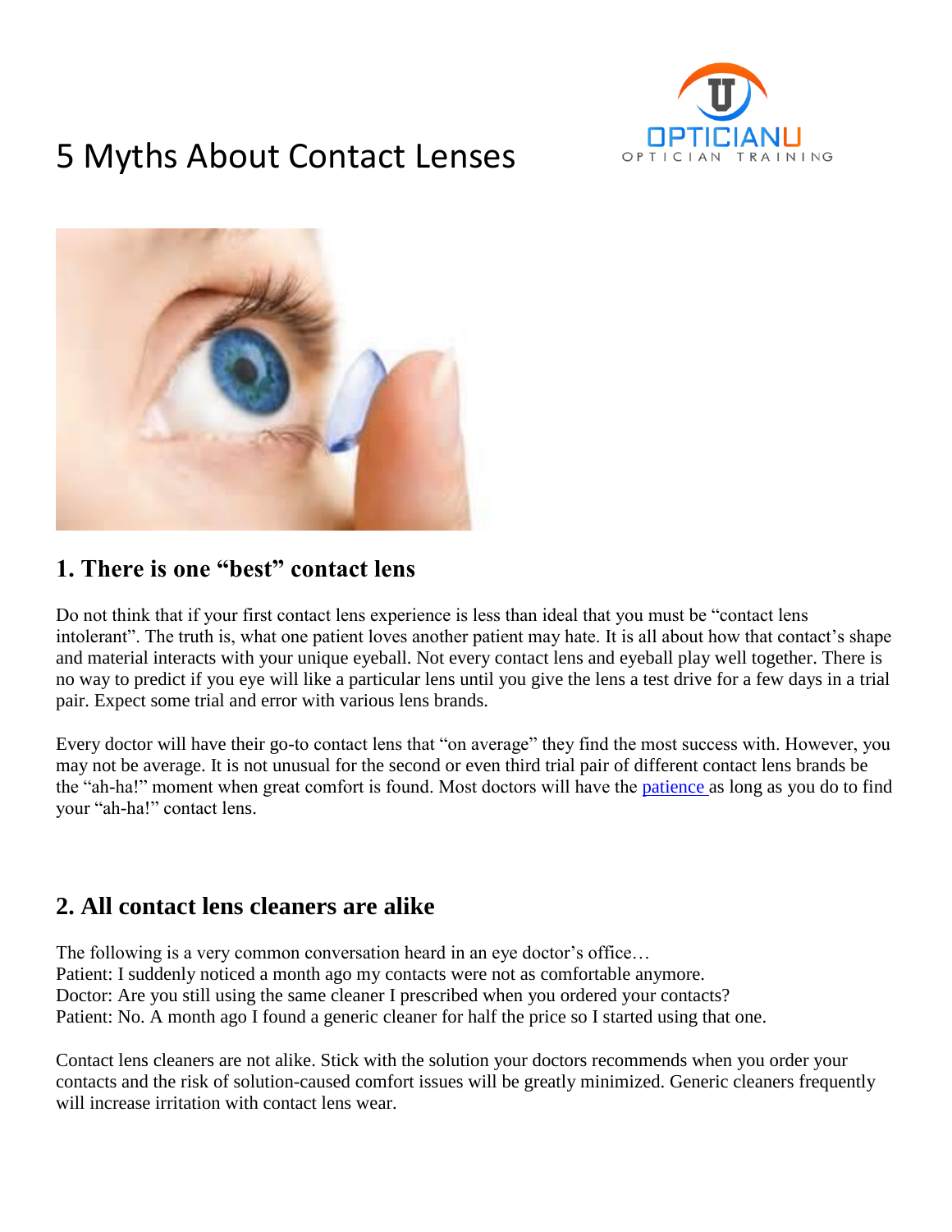# 5 Myths About Contact Lenses

## 1. There is one "best" contact lens

Do not think that if your first contact lens experience is less than ideal that you must be "contact lens intolerant". The truth is, what one patient loves another patient may hate. It is all about how that contact's shape and material interacts with your unique eyeball. Not every contact lens and eyeball play well together. There is no way to predict if you eye will like a particular lens until you give the lens a test drive for a few days in a trial pair. Expect some trial and error with various lens brands.

Every doctor will have their go-to contact lens that "on average" they find the most success with. However, you may not be average. It is not unusual for the second or even third trial pair of different contact lens brands be the "ah-ha!" moment when great comfort is found. Most doctors will have the patience as long as you do to find your "ah-ha!" contact lens.

## 2. All contact lens cleaners are alike

The following is a very common conversation heard in an eye doctor's office…
Patient: I suddenly noticed a month ago my contacts were not as comfortable anymore.
Doctor: Are you still using the same cleaner I prescribed when you ordered your contacts?
Patient: No. A month ago I found a generic cleaner for half the price so I started using that one.

Contact lens cleaners are not alike. Stick with the solution your doctors recommends when you order your contacts and the risk of solution-caused comfort issues will be greatly minimized. Generic cleaners frequently will increase irritation with contact lens wear.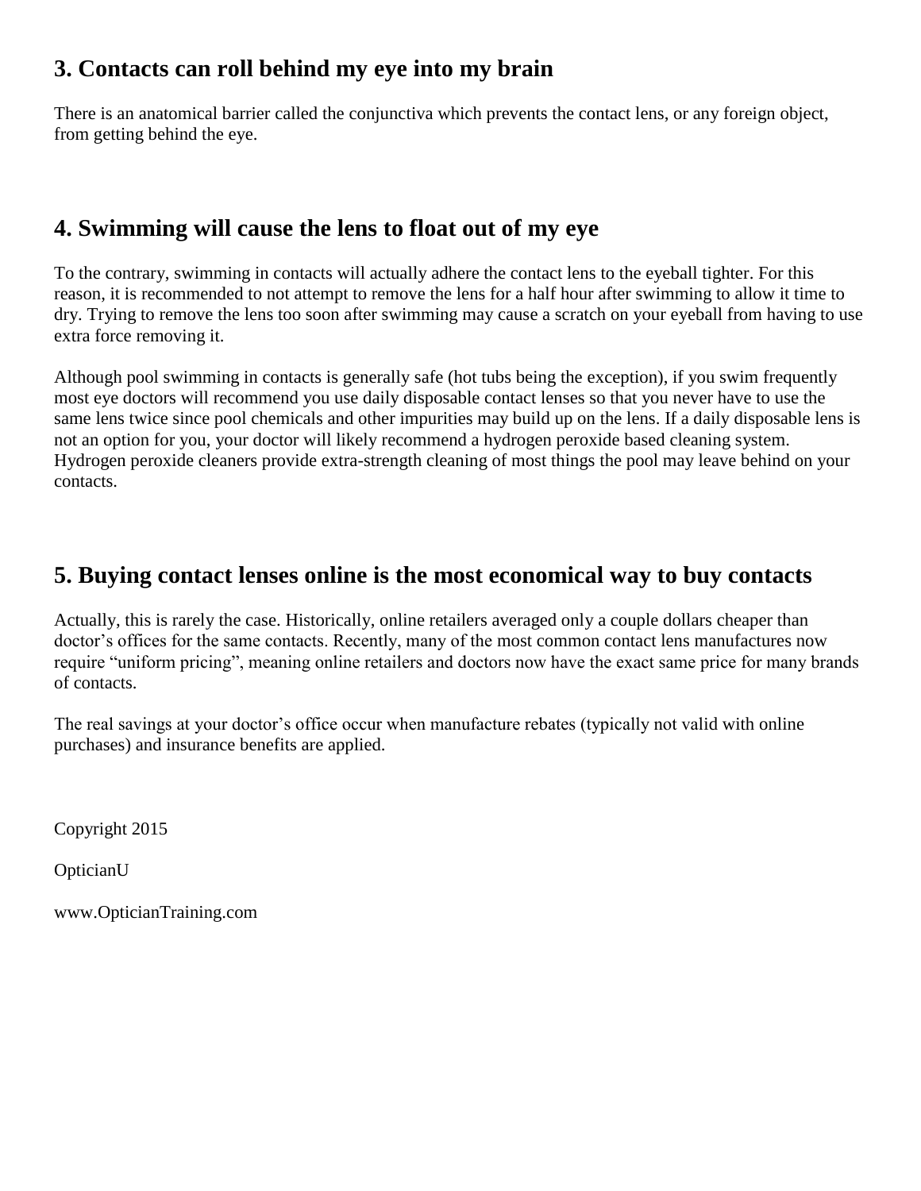## 3. Contacts can roll behind my eye into my brain

There is an anatomical barrier called the conjunctiva which prevents the contact lens, or any foreign object, from getting behind the eye.

## 4. Swimming will cause the lens to float out of my eye

To the contrary, swimming in contacts will actually adhere the contact lens to the eyeball tighter. For this reason, it is recommended to not attempt to remove the lens for a half hour after swimming to allow it time to dry. Trying to remove the lens too soon after swimming may cause a scratch on your eyeball from having to use extra force removing it.

Although pool swimming in contacts is generally safe (hot tubs being the exception), if you swim frequently most eye doctors will recommend you use daily disposable contact lenses so that you never have to use the same lens twice since pool chemicals and other impurities may build up on the lens. If a daily disposable lens is not an option for you, your doctor will likely recommend a hydrogen peroxide based cleaning system. Hydrogen peroxide cleaners provide extra-strength cleaning of most things the pool may leave behind on your contacts.

## 5. Buying contact lenses online is the most economical way to buy contacts

Actually, this is rarely the case. Historically, online retailers averaged only a couple dollars cheaper than doctor's offices for the same contacts. Recently, many of the most common contact lens manufactures now require "uniform pricing", meaning online retailers and doctors now have the exact same price for many brands of contacts.

The real savings at your doctor's office occur when manufacture rebates (typically not valid with online purchases) and insurance benefits are applied.

Copyright 2015

OpticianU

www.OpticianTraining.com